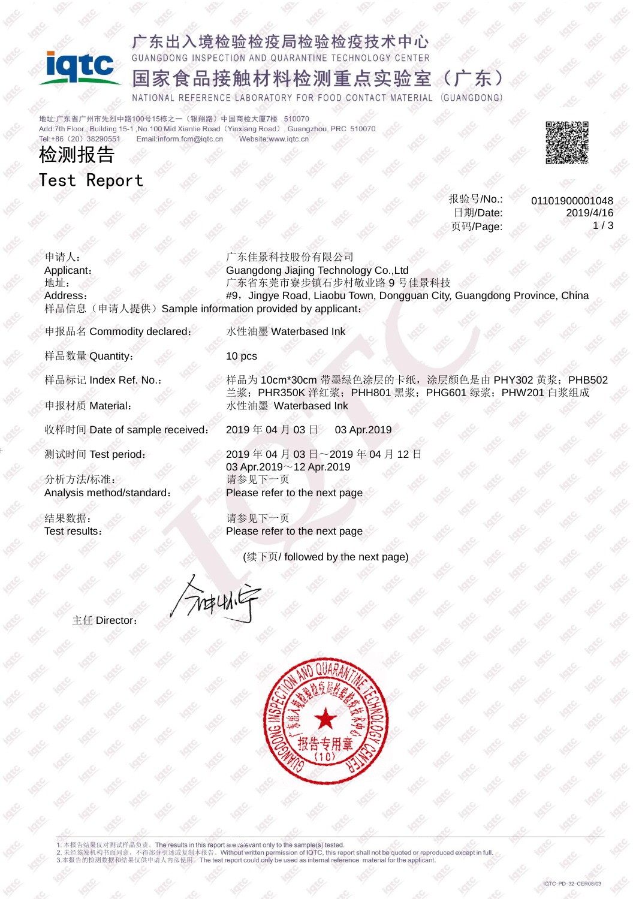# 广东出入境检验检疫局检验检疫技术中心

GUANGDONG INSPECTION AND QUARANTINE TECHNOLOGY CENTER

# 国家食品接触材料检测重点实验室（广东）

NATIONAL REFERENCE LABORATORY FOR FOOD CONTACT MATERIAL (GUANGDONG)

地址:广东省广州市先烈中路100号15栋之一（银翔路）中国商检大厦7楼　510070
Add:7th Floor，Building 15-1 ,No.100 Mid Xianlie Road（Yinxiang Road），Guangzhou, PRC 510070
Tel:+86（20）38290551　　Email:inform.fcm@iqtc.cn　　Website:www.iqtc.cn

## 检测报告
## Test Report

报验号/No.: 01101900001048
日期/Date: 2019/4/16
页码/Page: 1 / 3

申请人:
Applicant: 广东佳景科技股份有限公司
Guangdong Jiajing Technology Co.,Ltd

地址:
Address: 广东省东莞市寮步镇石步村敬业路 9 号佳景科技
#9，Jingye Road, Liaobu Town, Dongguan City, Guangdong Province, China

样品信息（申请人提供）Sample information provided by applicant:

申报品名 Commodity declared: 水性油墨 Waterbased Ink

样品数量 Quantity: 10 pcs

样品标记 Index Ref. No.: 样品为 10cm*30cm 带墨绿色涂层的卡纸，涂层颜色是由 PHY302 黄浆；PHB502 兰浆；PHR350K 洋红浆；PHH801 黑浆；PHG601 绿浆；PHW201 白浆组成

申报材质 Material: 水性油墨 Waterbased Ink

收样时间 Date of sample received: 2019 年 04 月 03 日　03 Apr.2019

测试时间 Test period: 2019 年 04 月 03 日～2019 年 04 月 12 日
03 Apr.2019～12 Apr.2019

分析方法/标准:
Analysis method/standard: 请参见下一页
Please refer to the next page

结果数据:
Test results: 请参见下一页
Please refer to the next page

(续下页/ followed by the next page)

主任 Director:

1. 本报告结果仅对测试样品负责。The results in this report are relevant only to the sample(s) tested.
2. 未经签发机构书面同意，不得部分引述或复制本报告。Without written permission of IQTC, this report shall not be quoted or reproduced except in full.
3. 本报告的检测数据和结果仅供申请人内部使用。The test report could only be used as internal reference material for the applicant.

IQTC-PD-32-CER08/03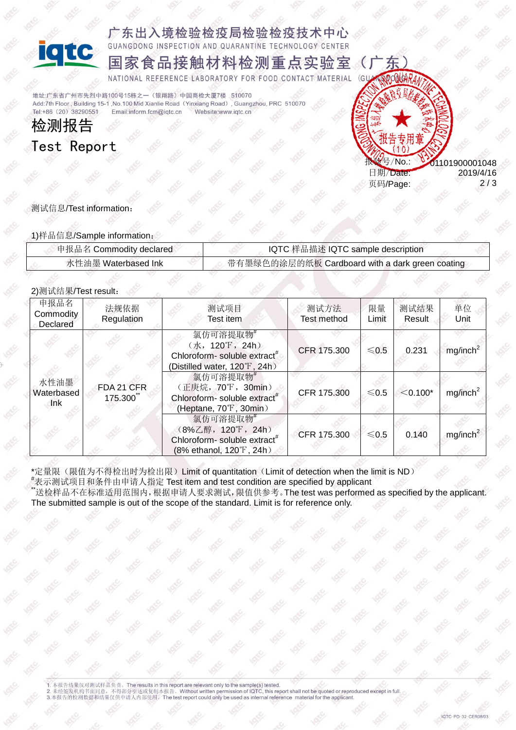广东出入境检验检疫局检验检疫技术中心

GUANGDONG INSPECTION AND QUARANTINE TECHNOLOGY CENTER

国家食品接触材料检测重点实验室（广东）

NATIONAL REFERENCE LABORATORY FOR FOOD CONTACT MATERIAL (GUANGDONG)

地址:广东省广州市先烈中路100号15栋之一（银翔路）中国商检大厦7楼 510070
Add:7th Floor , Building 15-1 ,No.100 Mid Xianlie Road（Yinxiang Road）, Guangzhou, PRC 510070
Tel:+86（20）38290551 Email:inform.fcm@iqtc.cn Website:www.iqtc.cn

# 检测报告

# Test Report

报告号/No.: 01101900001048
日期/Date: 2019/4/16
页码/Page: 2 / 3

测试信息/Test information：

1)样品信息/Sample information：

| 申报品名 Commodity declared | IQTC 样品描述 IQTC sample description |
|---|---|
| 水性油墨 Waterbased Ink | 带有墨绿色的涂层的纸板 Cardboard with a dark green coating |

2)测试结果/Test result：

| 申报品名 Commodity Declared | 法规依据 Regulation | 测试项目 Test item | 测试方法 Test method | 限量 Limit | 测试结果 Result | 单位 Unit |
|---|---|---|---|---|---|---|
| 水性油墨 Waterbased Ink | FDA 21 CFR 175.300** | 氯仿可溶提取物#（水，120℉，24h） Chloroform- soluble extract# (Distilled water, 120℉, 24h） | CFR 175.300 | ≤0.5 | 0.231 | mg/inch$^2$ |
| | | 氯仿可溶提取物#（正庚烷，70℉，30min） Chloroform- soluble extract# (Heptane, 70℉, 30min） | CFR 175.300 | ≤0.5 | ＜0.100* | mg/inch$^2$ |
| | | 氯仿可溶提取物#（8%乙醇，120℉，24h） Chloroform- soluble extract# (8% ethanol, 120℉, 24h） | CFR 175.300 | ≤0.5 | 0.140 | mg/inch$^2$ |

*定量限（限值为不得检出时为检出限）Limit of quantitation（Limit of detection when the limit is ND）

#表示测试项目和条件由申请人指定 Test item and test condition are specified by applicant

**送检样品不在标准适用范围内，根据申请人要求测试，限值供参考。The test was performed as specified by the applicant. The submitted sample is out of the scope of the standard. Limit is for reference only.

1. 本报告结果仅对测试样品负责。The results in this report are relevant only to the sample(s) tested.
2. 未经签发机构书面同意，不得部分引述或复制本报告。Without written permission of IQTC, this report shall not be quoted or reproduced except in full.
3. 本报告的检测数据和结果仅供申请人内部使用。The test report could only be used as internal reference material for the applicant.

IQTC-PD-32-CER08/03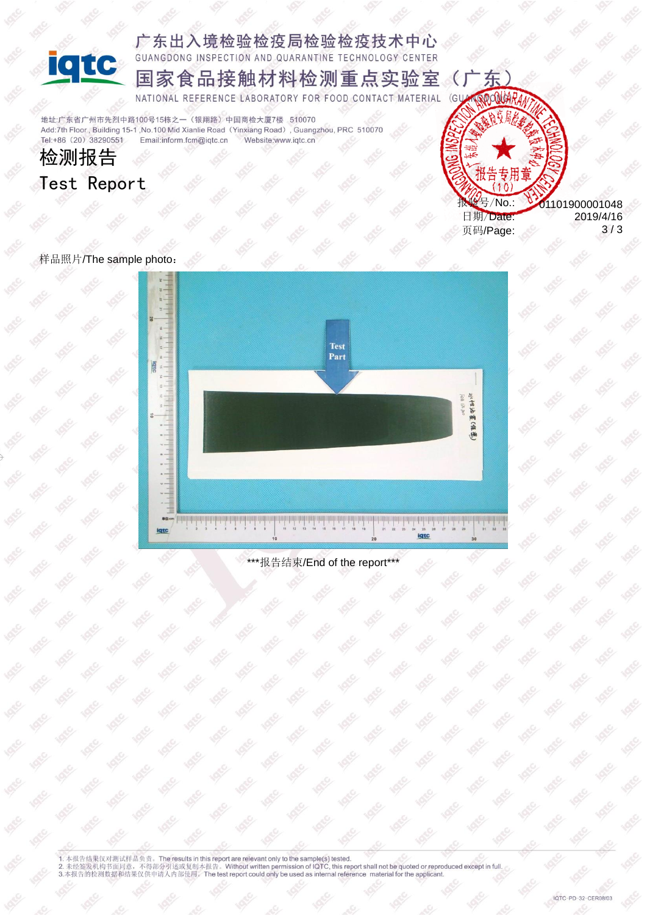广东出入境检验检疫局检验检疫技术中心
GUANGDONG INSPECTION AND QUARANTINE TECHNOLOGY CENTER
国家食品接触材料检测重点实验室（广东）
NATIONAL REFERENCE LABORATORY FOR FOOD CONTACT MATERIAL (GUANGDONG)

地址:广东省广州市先烈中路100号15栋之一（银翔路）中国商检大厦7楼 510070
Add:7th Floor, Building 15-1 ,No.100 Mid Xianlie Road（Yinxiang Road）, Guangzhou, PRC 510070
Tel:+86（20）38290551　Email:inform.fcm@iqtc.cn　Website:www.iqtc.cn

# 检测报告
# Test Report

报告编号/No.: 01101900001048
日期/Date: 2019/4/16

样品照片/The sample photo：

***报告结束/End of the report***

1. 本报告结果仅对测试样品负责。 The results in this report are relevant only to the sample(s) tested.
2. 未经签发机构书面同意，不得部分引述或复制本报告。 Without written permission of IQTC, this report shall not be quoted or reproduced except in full.
3. 本报告的检测数据和结果仅供申请人内部使用。 The test report could only be used as internal reference material for the applicant.

IQTC-PD-32-CER08/03